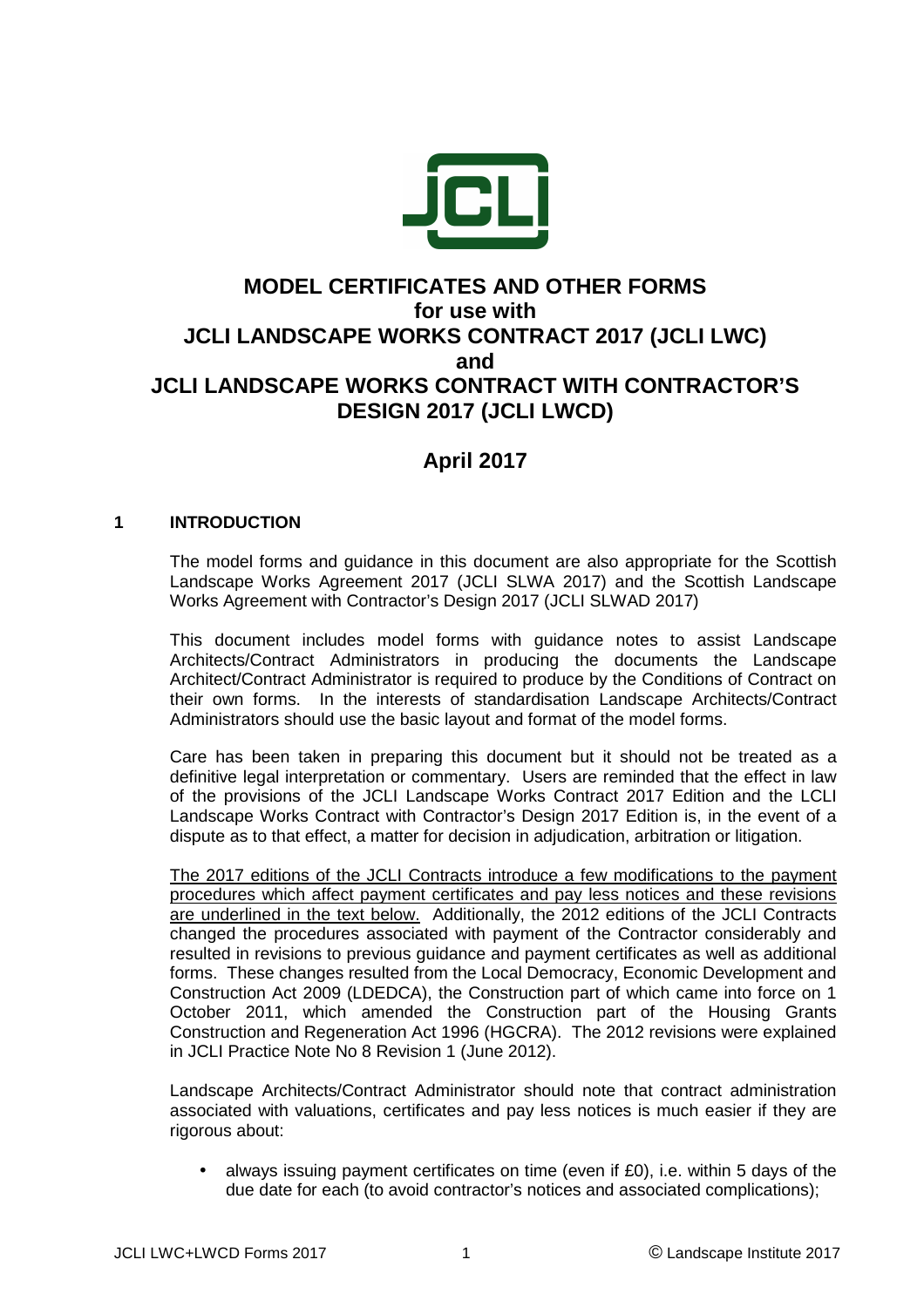# MODEL CERTIFICATES AND OTHER FORMS for use with JCLI LANDSCAPE WORKS CONTRACT 2017 (JCLI LWC) and JCLI LANDSCAPE WORKS CONTRACT WITH CONTRACTOR'S DESIGN 2017 (JCLI LWCD)

## April 2017

### 1 INTRODUCTION

The model forms and guidance in this document are also appropriate for the Scottish Landscape Works Agreement 2017 (JCLI SLWA 2017) and the Scottish Landscape Works Agreement with Contractor's Design 2017 (JCLI SLWAD 2017)

This document includes model forms with guidance notes to assist Landscape Architects/Contract Administrators in producing the documents the Landscape Architect/Contract Administrator is required to produce by the Conditions of Contract on their own forms. In the interests of standardisation Landscape Architects/Contract Administrators should use the basic layout and format of the model forms.

Care has been taken in preparing this document but it should not be treated as a definitive legal interpretation or commentary. Users are reminded that the effect in law of the provisions of the JCLI Landscape Works Contract 2017 Edition and the LCLI Landscape Works Contract with Contractor's Design 2017 Edition is, in the event of a dispute as to that effect, a matter for decision in adjudication, arbitration or litigation.

<u>The 2017 editions of the JCLI Contracts introduce a few modifications to the payment procedures which affect payment certificates and pay less notices and these revisions are underlined in the text below.</u> Additionally, the 2012 editions of the JCLI Contracts changed the procedures associated with payment of the Contractor considerably and resulted in revisions to previous guidance and payment certificates as well as additional forms. These changes resulted from the Local Democracy, Economic Development and Construction Act 2009 (LDEDCA), the Construction part of which came into force on 1 October 2011, which amended the Construction part of the Housing Grants Construction and Regeneration Act 1996 (HGCRA). The 2012 revisions were explained in JCLI Practice Note No 8 Revision 1 (June 2012).

Landscape Architects/Contract Administrator should note that contract administration associated with valuations, certificates and pay less notices is much easier if they are rigorous about:

- always issuing payment certificates on time (even if £0), i.e. within 5 days of the due date for each (to avoid contractor's notices and associated complications);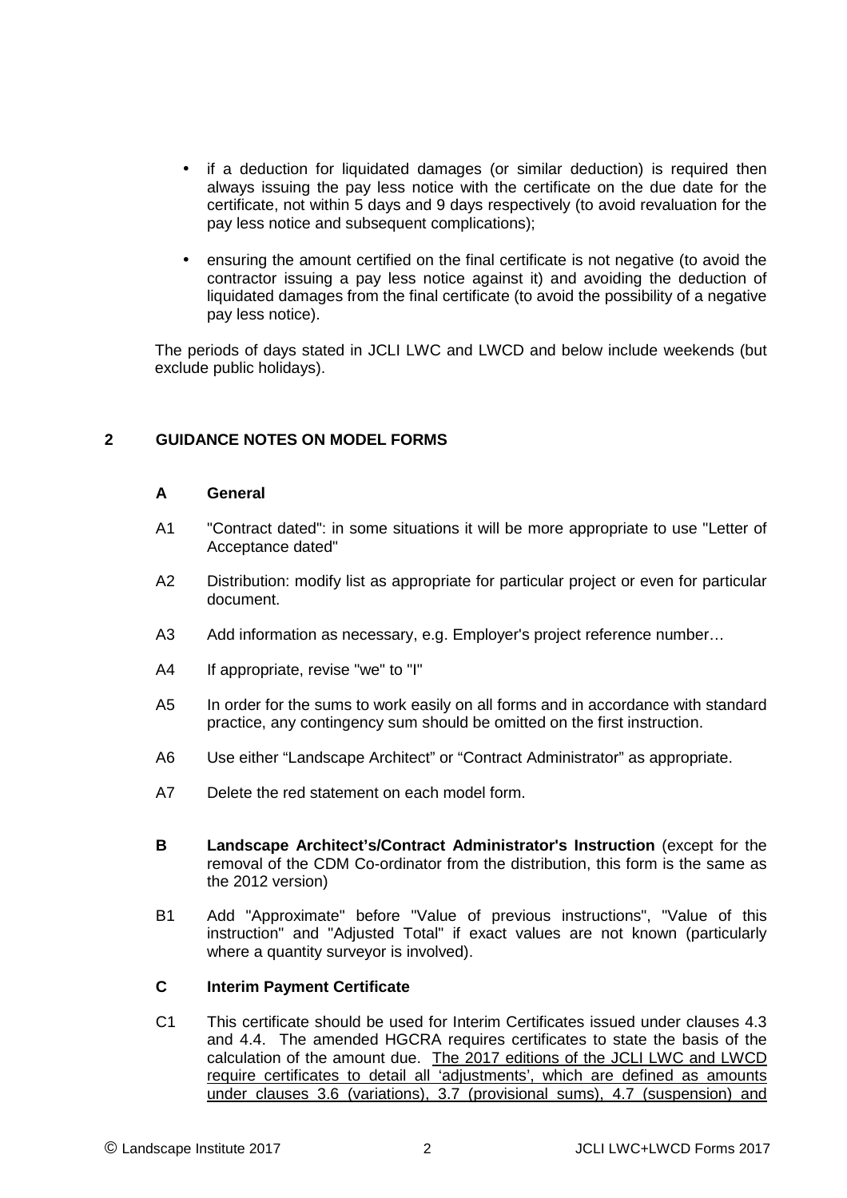- if a deduction for liquidated damages (or similar deduction) is required then always issuing the pay less notice with the certificate on the due date for the certificate, not within 5 days and 9 days respectively (to avoid revaluation for the pay less notice and subsequent complications);
- ensuring the amount certified on the final certificate is not negative (to avoid the contractor issuing a pay less notice against it) and avoiding the deduction of liquidated damages from the final certificate (to avoid the possibility of a negative pay less notice).

The periods of days stated in JCLI LWC and LWCD and below include weekends (but exclude public holidays).

## 2 GUIDANCE NOTES ON MODEL FORMS

### A General

A1 "Contract dated": in some situations it will be more appropriate to use "Letter of Acceptance dated"

A2 Distribution: modify list as appropriate for particular project or even for particular document.

A3 Add information as necessary, e.g. Employer's project reference number…

A4 If appropriate, revise "we" to "I"

A5 In order for the sums to work easily on all forms and in accordance with standard practice, any contingency sum should be omitted on the first instruction.

A6 Use either "Landscape Architect" or "Contract Administrator" as appropriate.

A7 Delete the red statement on each model form.

### B Landscape Architect's/Contract Administrator's Instruction

(except for the removal of the CDM Co-ordinator from the distribution, this form is the same as the 2012 version)

B1 Add "Approximate" before "Value of previous instructions", "Value of this instruction" and "Adjusted Total" if exact values are not known (particularly where a quantity surveyor is involved).

### C Interim Payment Certificate

C1 This certificate should be used for Interim Certificates issued under clauses 4.3 and 4.4. The amended HGCRA requires certificates to state the basis of the calculation of the amount due. <u>The 2017 editions of the JCLI LWC and LWCD require certificates to detail all 'adjustments', which are defined as amounts under clauses 3.6 (variations), 3.7 (provisional sums), 4.7 (suspension) and</u>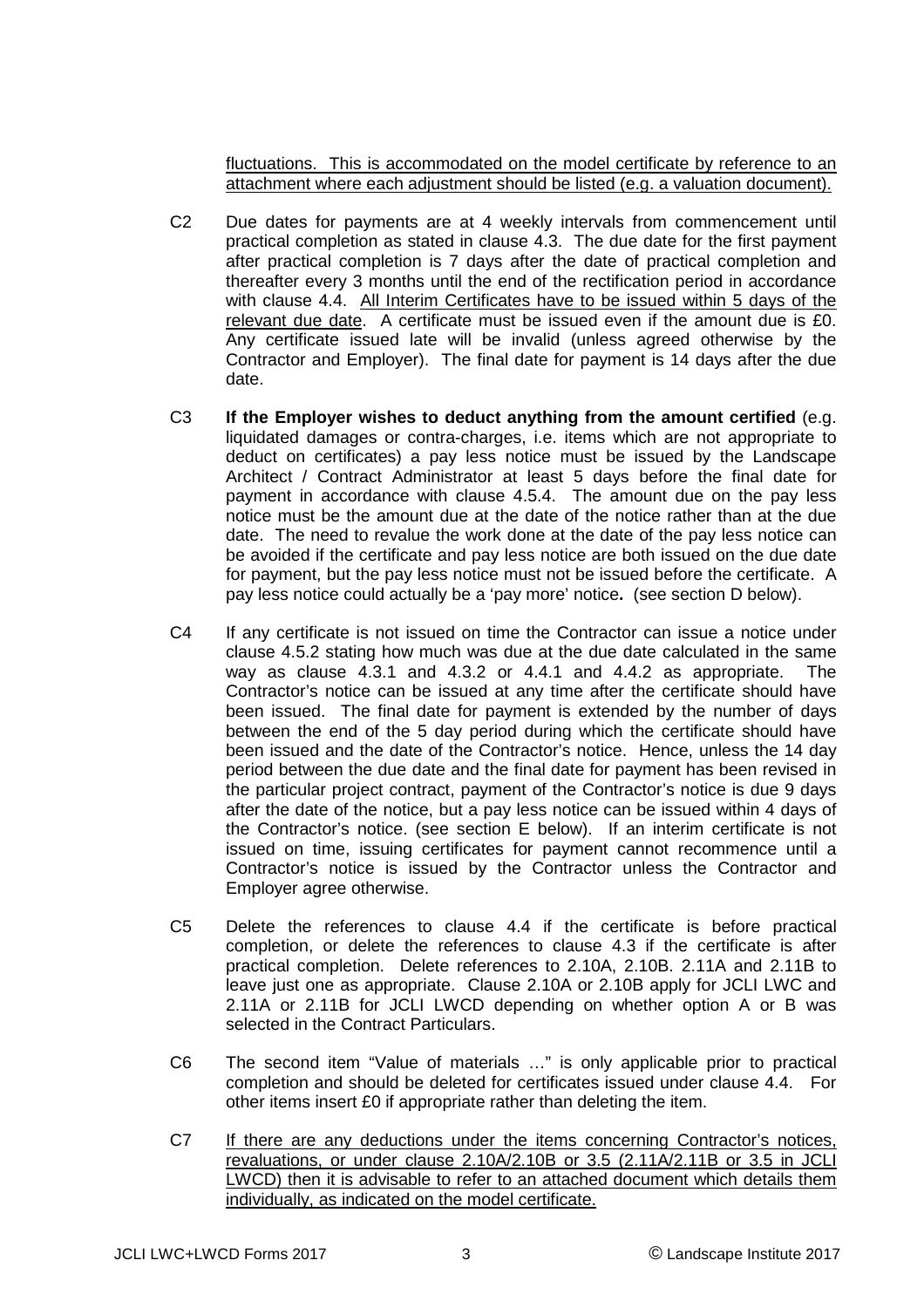fluctuations. This is accommodated on the model certificate by reference to an attachment where each adjustment should be listed (e.g. a valuation document).

C2 Due dates for payments are at 4 weekly intervals from commencement until practical completion as stated in clause 4.3. The due date for the first payment after practical completion is 7 days after the date of practical completion and thereafter every 3 months until the end of the rectification period in accordance with clause 4.4. All Interim Certificates have to be issued within 5 days of the relevant due date. A certificate must be issued even if the amount due is £0. Any certificate issued late will be invalid (unless agreed otherwise by the Contractor and Employer). The final date for payment is 14 days after the due date.

C3 **If the Employer wishes to deduct anything from the amount certified** (e.g. liquidated damages or contra-charges, i.e. items which are not appropriate to deduct on certificates) a pay less notice must be issued by the Landscape Architect / Contract Administrator at least 5 days before the final date for payment in accordance with clause 4.5.4. The amount due on the pay less notice must be the amount due at the date of the notice rather than at the due date. The need to revalue the work done at the date of the pay less notice can be avoided if the certificate and pay less notice are both issued on the due date for payment, but the pay less notice must not be issued before the certificate. A pay less notice could actually be a 'pay more' notice**.** (see section D below).

C4 If any certificate is not issued on time the Contractor can issue a notice under clause 4.5.2 stating how much was due at the due date calculated in the same way as clause 4.3.1 and 4.3.2 or 4.4.1 and 4.4.2 as appropriate. The Contractor's notice can be issued at any time after the certificate should have been issued. The final date for payment is extended by the number of days between the end of the 5 day period during which the certificate should have been issued and the date of the Contractor's notice. Hence, unless the 14 day period between the due date and the final date for payment has been revised in the particular project contract, payment of the Contractor's notice is due 9 days after the date of the notice, but a pay less notice can be issued within 4 days of the Contractor's notice. (see section E below). If an interim certificate is not issued on time, issuing certificates for payment cannot recommence until a Contractor's notice is issued by the Contractor unless the Contractor and Employer agree otherwise.

C5 Delete the references to clause 4.4 if the certificate is before practical completion, or delete the references to clause 4.3 if the certificate is after practical completion. Delete references to 2.10A, 2.10B. 2.11A and 2.11B to leave just one as appropriate. Clause 2.10A or 2.10B apply for JCLI LWC and 2.11A or 2.11B for JCLI LWCD depending on whether option A or B was selected in the Contract Particulars.

C6 The second item "Value of materials …" is only applicable prior to practical completion and should be deleted for certificates issued under clause 4.4. For other items insert £0 if appropriate rather than deleting the item.

C7 If there are any deductions under the items concerning Contractor's notices, revaluations, or under clause 2.10A/2.10B or 3.5 (2.11A/2.11B or 3.5 in JCLI LWCD) then it is advisable to refer to an attached document which details them individually, as indicated on the model certificate.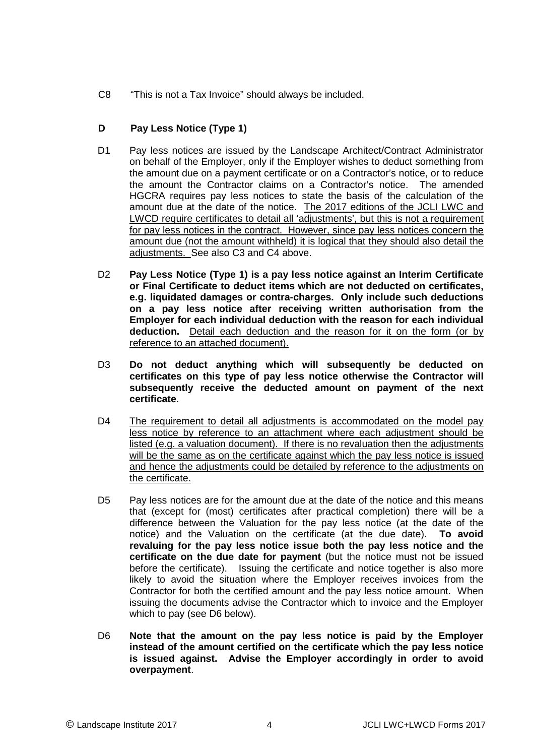C8 "This is not a Tax Invoice" should always be included.

## D Pay Less Notice (Type 1)

D1 Pay less notices are issued by the Landscape Architect/Contract Administrator on behalf of the Employer, only if the Employer wishes to deduct something from the amount due on a payment certificate or on a Contractor's notice, or to reduce the amount the Contractor claims on a Contractor's notice. The amended HGCRA requires pay less notices to state the basis of the calculation of the amount due at the date of the notice. <u>The 2017 editions of the JCLI LWC and LWCD require certificates to detail all 'adjustments', but this is not a requirement for pay less notices in the contract. However, since pay less notices concern the amount due (not the amount withheld) it is logical that they should also detail the adjustments.</u> See also C3 and C4 above.

D2 **Pay Less Notice (Type 1) is a pay less notice against an Interim Certificate or Final Certificate to deduct items which are not deducted on certificates, e.g. liquidated damages or contra-charges. Only include such deductions on a pay less notice after receiving written authorisation from the Employer for each individual deduction with the reason for each individual deduction.** <u>Detail each deduction and the reason for it on the form (or by reference to an attached document).</u>

D3 **Do not deduct anything which will subsequently be deducted on certificates on this type of pay less notice otherwise the Contractor will subsequently receive the deducted amount on payment of the next certificate**.

D4 <u>The requirement to detail all adjustments is accommodated on the model pay less notice by reference to an attachment where each adjustment should be listed (e.g. a valuation document). If there is no revaluation then the adjustments will be the same as on the certificate against which the pay less notice is issued and hence the adjustments could be detailed by reference to the adjustments on the certificate.</u>

D5 Pay less notices are for the amount due at the date of the notice and this means that (except for (most) certificates after practical completion) there will be a difference between the Valuation for the pay less notice (at the date of the notice) and the Valuation on the certificate (at the due date). **To avoid revaluing for the pay less notice issue both the pay less notice and the certificate on the due date for payment** (but the notice must not be issued before the certificate). Issuing the certificate and notice together is also more likely to avoid the situation where the Employer receives invoices from the Contractor for both the certified amount and the pay less notice amount. When issuing the documents advise the Contractor which to invoice and the Employer which to pay (see D6 below).

D6 **Note that the amount on the pay less notice is paid by the Employer instead of the amount certified on the certificate which the pay less notice is issued against. Advise the Employer accordingly in order to avoid overpayment**.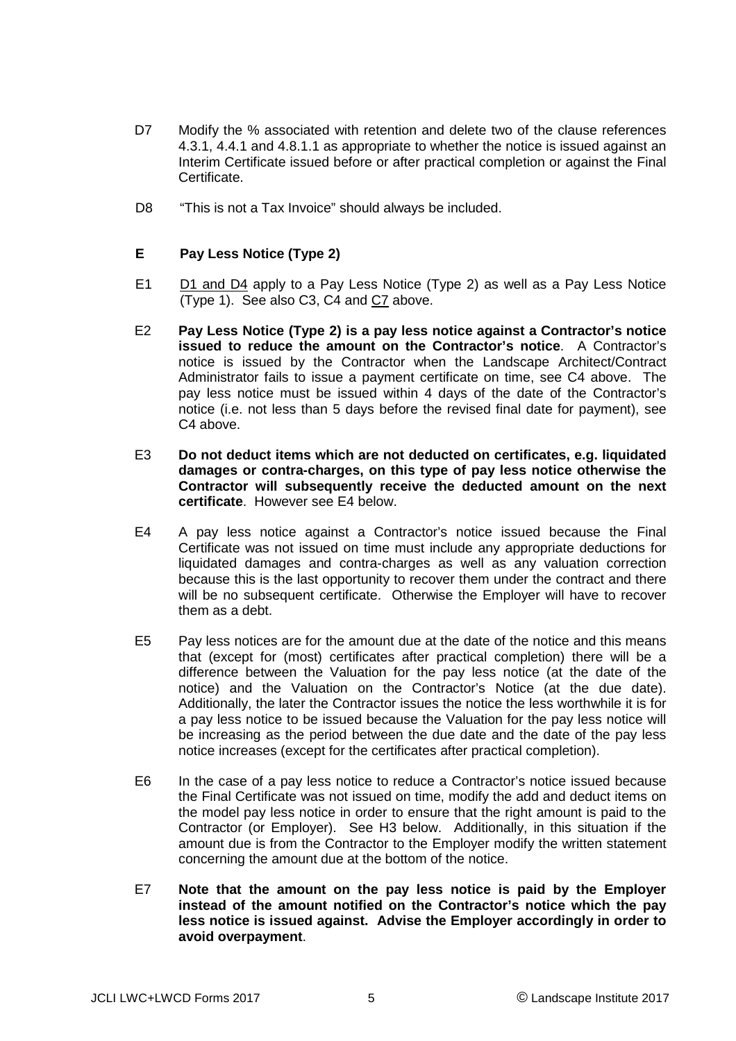D7 Modify the % associated with retention and delete two of the clause references 4.3.1, 4.4.1 and 4.8.1.1 as appropriate to whether the notice is issued against an Interim Certificate issued before or after practical completion or against the Final Certificate.

D8 "This is not a Tax Invoice" should always be included.

## E Pay Less Notice (Type 2)

E1 D1 and D4 apply to a Pay Less Notice (Type 2) as well as a Pay Less Notice (Type 1). See also C3, C4 and C7 above.

E2 **Pay Less Notice (Type 2) is a pay less notice against a Contractor's notice issued to reduce the amount on the Contractor's notice**. A Contractor's notice is issued by the Contractor when the Landscape Architect/Contract Administrator fails to issue a payment certificate on time, see C4 above. The pay less notice must be issued within 4 days of the date of the Contractor's notice (i.e. not less than 5 days before the revised final date for payment), see C4 above.

E3 **Do not deduct items which are not deducted on certificates, e.g. liquidated damages or contra-charges, on this type of pay less notice otherwise the Contractor will subsequently receive the deducted amount on the next certificate**. However see E4 below.

E4 A pay less notice against a Contractor's notice issued because the Final Certificate was not issued on time must include any appropriate deductions for liquidated damages and contra-charges as well as any valuation correction because this is the last opportunity to recover them under the contract and there will be no subsequent certificate. Otherwise the Employer will have to recover them as a debt.

E5 Pay less notices are for the amount due at the date of the notice and this means that (except for (most) certificates after practical completion) there will be a difference between the Valuation for the pay less notice (at the date of the notice) and the Valuation on the Contractor's Notice (at the due date). Additionally, the later the Contractor issues the notice the less worthwhile it is for a pay less notice to be issued because the Valuation for the pay less notice will be increasing as the period between the due date and the date of the pay less notice increases (except for the certificates after practical completion).

E6 In the case of a pay less notice to reduce a Contractor's notice issued because the Final Certificate was not issued on time, modify the add and deduct items on the model pay less notice in order to ensure that the right amount is paid to the Contractor (or Employer). See H3 below. Additionally, in this situation if the amount due is from the Contractor to the Employer modify the written statement concerning the amount due at the bottom of the notice.

E7 **Note that the amount on the pay less notice is paid by the Employer instead of the amount notified on the Contractor's notice which the pay less notice is issued against. Advise the Employer accordingly in order to avoid overpayment**.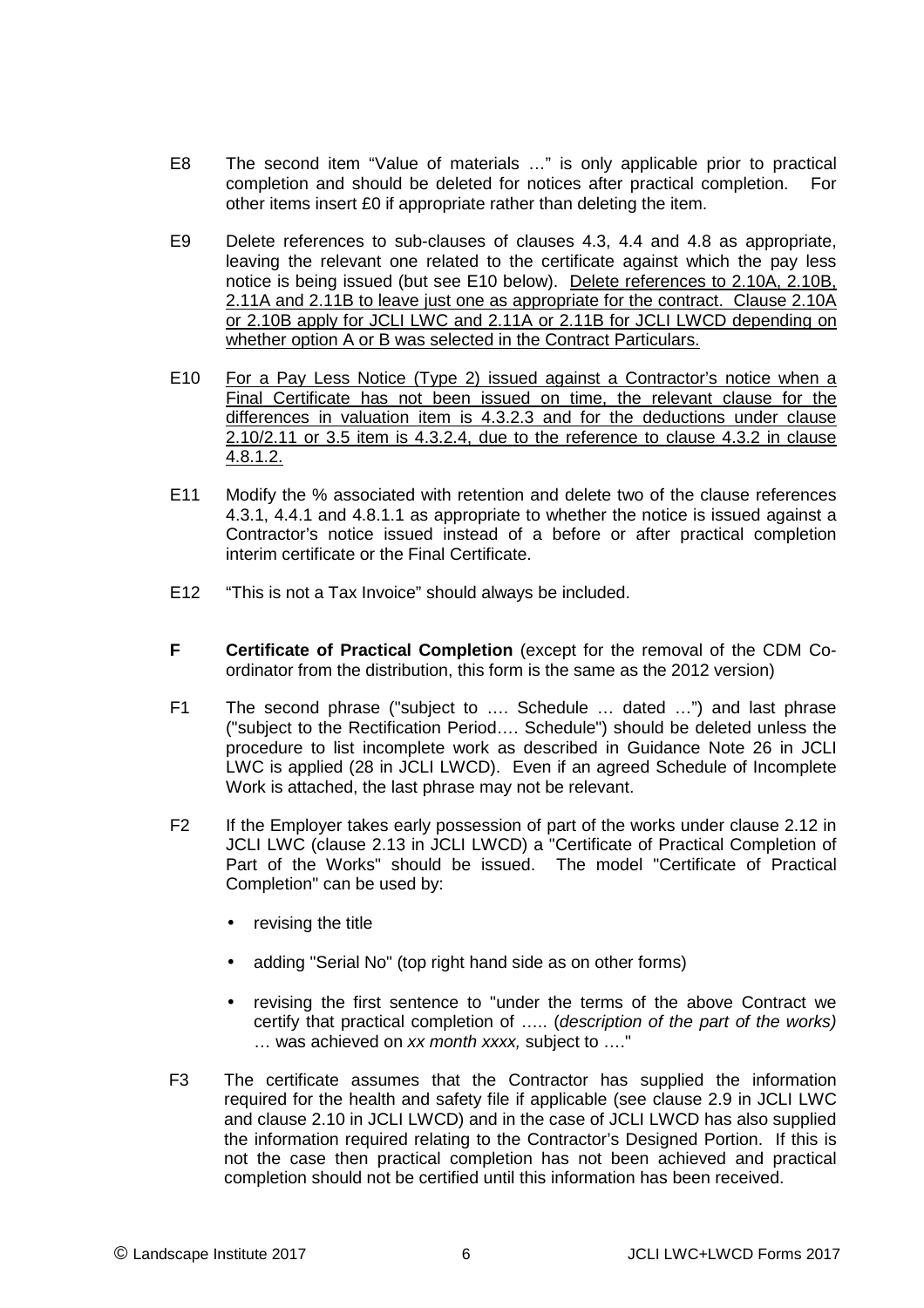E8 The second item "Value of materials …" is only applicable prior to practical completion and should be deleted for notices after practical completion. For other items insert £0 if appropriate rather than deleting the item.

E9 Delete references to sub-clauses of clauses 4.3, 4.4 and 4.8 as appropriate, leaving the relevant one related to the certificate against which the pay less notice is being issued (but see E10 below). <u>Delete references to 2.10A, 2.10B, 2.11A and 2.11B to leave just one as appropriate for the contract. Clause 2.10A or 2.10B apply for JCLI LWC and 2.11A or 2.11B for JCLI LWCD depending on whether option A or B was selected in the Contract Particulars.</u>

E10 <u>For a Pay Less Notice (Type 2) issued against a Contractor's notice when a Final Certificate has not been issued on time, the relevant clause for the differences in valuation item is 4.3.2.3 and for the deductions under clause 2.10/2.11 or 3.5 item is 4.3.2.4, due to the reference to clause 4.3.2 in clause 4.8.1.2.</u>

E11 Modify the % associated with retention and delete two of the clause references 4.3.1, 4.4.1 and 4.8.1.1 as appropriate to whether the notice is issued against a Contractor's notice issued instead of a before or after practical completion interim certificate or the Final Certificate.

E12 "This is not a Tax Invoice" should always be included.

**F** **Certificate of Practical Completion** (except for the removal of the CDM Co-ordinator from the distribution, this form is the same as the 2012 version)

F1 The second phrase ("subject to …. Schedule … dated …") and last phrase ("subject to the Rectification Period…. Schedule") should be deleted unless the procedure to list incomplete work as described in Guidance Note 26 in JCLI LWC is applied (28 in JCLI LWCD). Even if an agreed Schedule of Incomplete Work is attached, the last phrase may not be relevant.

F2 If the Employer takes early possession of part of the works under clause 2.12 in JCLI LWC (clause 2.13 in JCLI LWCD) a "Certificate of Practical Completion of Part of the Works" should be issued. The model "Certificate of Practical Completion" can be used by:

- revising the title
- adding "Serial No" (top right hand side as on other forms)
- revising the first sentence to "under the terms of the above Contract we certify that practical completion of ….. (*description of the part of the works)* … was achieved on *xx month xxxx,* subject to …."

F3 The certificate assumes that the Contractor has supplied the information required for the health and safety file if applicable (see clause 2.9 in JCLI LWC and clause 2.10 in JCLI LWCD) and in the case of JCLI LWCD has also supplied the information required relating to the Contractor's Designed Portion. If this is not the case then practical completion has not been achieved and practical completion should not be certified until this information has been received.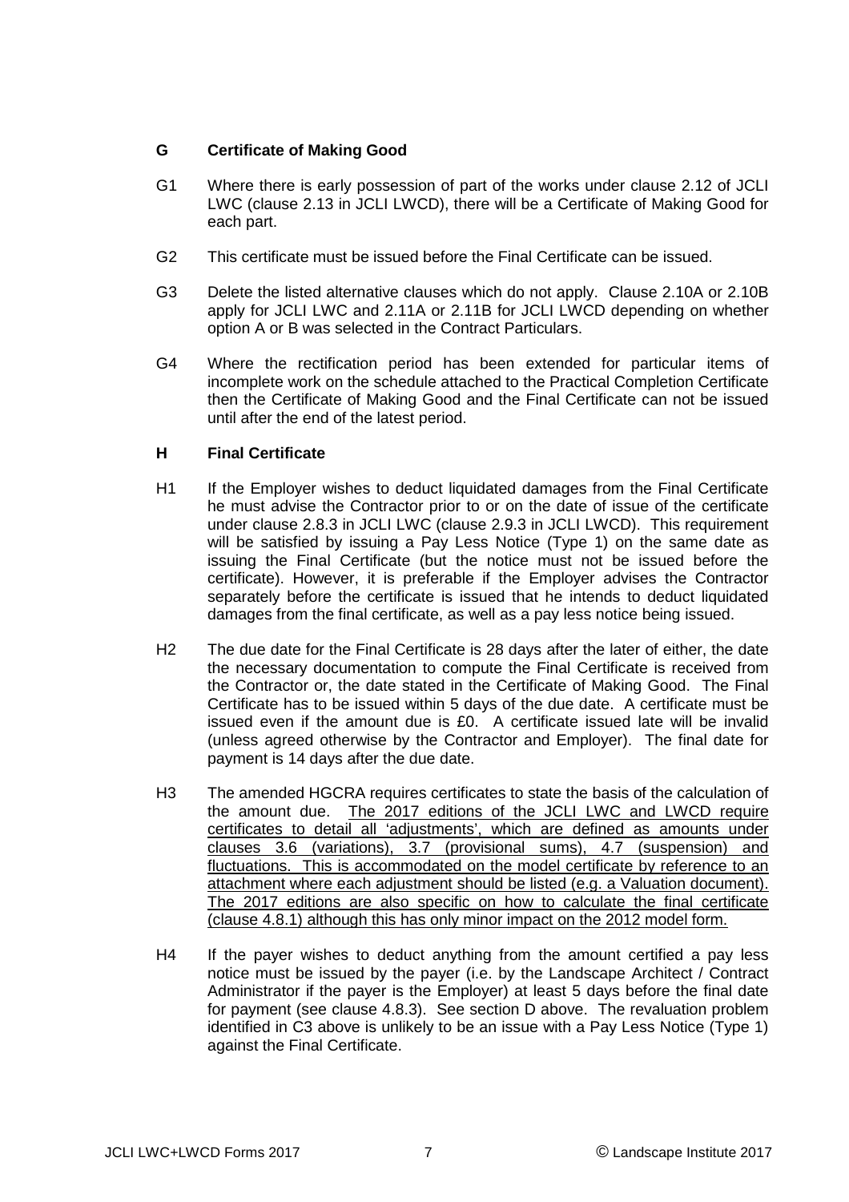## G Certificate of Making Good

G1 Where there is early possession of part of the works under clause 2.12 of JCLI LWC (clause 2.13 in JCLI LWCD), there will be a Certificate of Making Good for each part.

G2 This certificate must be issued before the Final Certificate can be issued.

G3 Delete the listed alternative clauses which do not apply. Clause 2.10A or 2.10B apply for JCLI LWC and 2.11A or 2.11B for JCLI LWCD depending on whether option A or B was selected in the Contract Particulars.

G4 Where the rectification period has been extended for particular items of incomplete work on the schedule attached to the Practical Completion Certificate then the Certificate of Making Good and the Final Certificate can not be issued until after the end of the latest period.

## H Final Certificate

H1 If the Employer wishes to deduct liquidated damages from the Final Certificate he must advise the Contractor prior to or on the date of issue of the certificate under clause 2.8.3 in JCLI LWC (clause 2.9.3 in JCLI LWCD). This requirement will be satisfied by issuing a Pay Less Notice (Type 1) on the same date as issuing the Final Certificate (but the notice must not be issued before the certificate). However, it is preferable if the Employer advises the Contractor separately before the certificate is issued that he intends to deduct liquidated damages from the final certificate, as well as a pay less notice being issued.

H2 The due date for the Final Certificate is 28 days after the later of either, the date the necessary documentation to compute the Final Certificate is received from the Contractor or, the date stated in the Certificate of Making Good. The Final Certificate has to be issued within 5 days of the due date. A certificate must be issued even if the amount due is £0. A certificate issued late will be invalid (unless agreed otherwise by the Contractor and Employer). The final date for payment is 14 days after the due date.

H3 The amended HGCRA requires certificates to state the basis of the calculation of the amount due. <u>The 2017 editions of the JCLI LWC and LWCD require certificates to detail all 'adjustments', which are defined as amounts under clauses 3.6 (variations), 3.7 (provisional sums), 4.7 (suspension) and fluctuations. This is accommodated on the model certificate by reference to an attachment where each adjustment should be listed (e.g. a Valuation document). The 2017 editions are also specific on how to calculate the final certificate (clause 4.8.1) although this has only minor impact on the 2012 model form.</u>

H4 If the payer wishes to deduct anything from the amount certified a pay less notice must be issued by the payer (i.e. by the Landscape Architect / Contract Administrator if the payer is the Employer) at least 5 days before the final date for payment (see clause 4.8.3). See section D above. The revaluation problem identified in C3 above is unlikely to be an issue with a Pay Less Notice (Type 1) against the Final Certificate.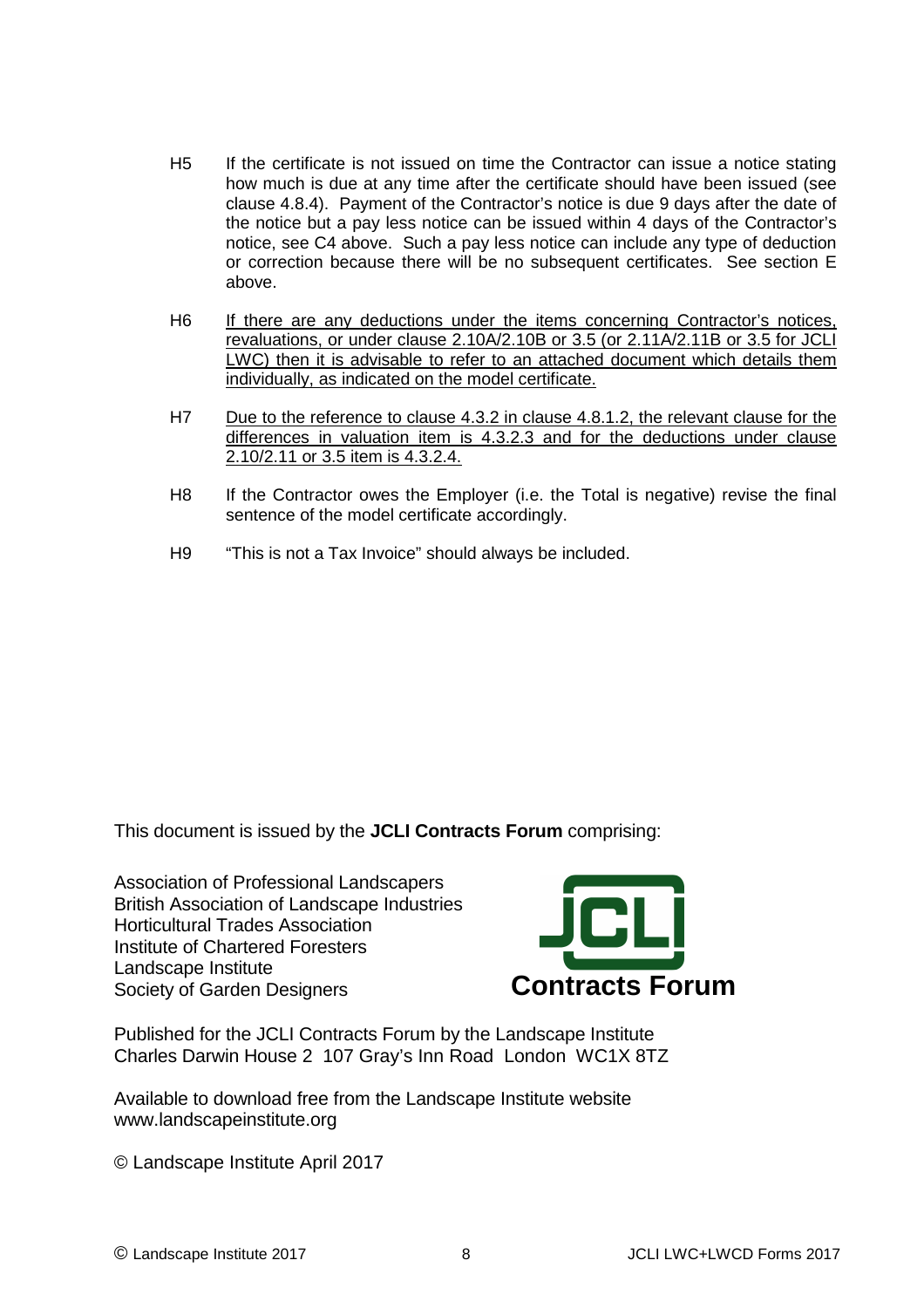H5 If the certificate is not issued on time the Contractor can issue a notice stating how much is due at any time after the certificate should have been issued (see clause 4.8.4). Payment of the Contractor's notice is due 9 days after the date of the notice but a pay less notice can be issued within 4 days of the Contractor's notice, see C4 above. Such a pay less notice can include any type of deduction or correction because there will be no subsequent certificates. See section E above.

H6 <u>If there are any deductions under the items concerning Contractor's notices, revaluations, or under clause 2.10A/2.10B or 3.5 (or 2.11A/2.11B or 3.5 for JCLI LWC) then it is advisable to refer to an attached document which details them individually, as indicated on the model certificate.</u>

H7 <u>Due to the reference to clause 4.3.2 in clause 4.8.1.2, the relevant clause for the differences in valuation item is 4.3.2.3 and for the deductions under clause 2.10/2.11 or 3.5 item is 4.3.2.4.</u>

H8 If the Contractor owes the Employer (i.e. the Total is negative) revise the final sentence of the model certificate accordingly.

H9 "This is not a Tax Invoice" should always be included.

This document is issued by the **JCLI Contracts Forum** comprising:

Association of Professional Landscapers
British Association of Landscape Industries
Horticultural Trades Association
Institute of Chartered Foresters
Landscape Institute
Society of Garden Designers

**JCLI Contracts Forum**

Published for the JCLI Contracts Forum by the Landscape Institute
Charles Darwin House 2 107 Gray's Inn Road London WC1X 8TZ

Available to download free from the Landscape Institute website
www.landscapeinstitute.org

© Landscape Institute April 2017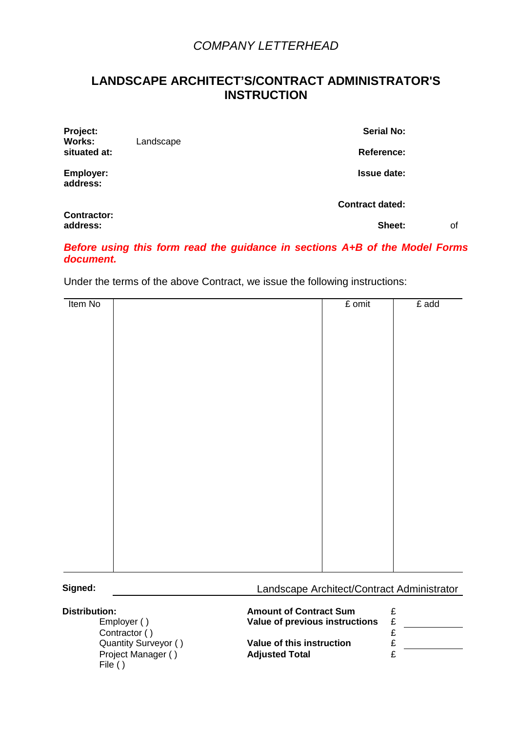*COMPANY LETTERHEAD*

## LANDSCAPE ARCHITECT'S/CONTRACT ADMINISTRATOR'S INSTRUCTION

| | | | |
|---|---|---|---|
| **Project:** | | **Serial No:** | |
| **Works:** | Landscape | | |
| **situated at:** | | **Reference:** | |
| **Employer:** | | **Issue date:** | |
| **address:** | | | |
| | | **Contract dated:** | |
| **Contractor:** | | | |
| **address:** | | **Sheet:** | of |

***Before using this form read the guidance in sections A+B of the Model Forms document.***

Under the terms of the above Contract, we issue the following instructions:

| Item No | | £ omit | £ add |
|---|---|---|---|
| | | | |

**Signed:** ______________________________ Landscape Architect/Contract Administrator

**Distribution:**
- Employer ( )
- Contractor ( )
- Quantity Surveyor ( )
- Project Manager ( )
- File ( )

| | |
|---|---|
| **Amount of Contract Sum** | £ |
| **Value of previous instructions** | £ ________ |
| | £ |
| **Value of this instruction** | £ ________ |
| **Adjusted Total** | £ |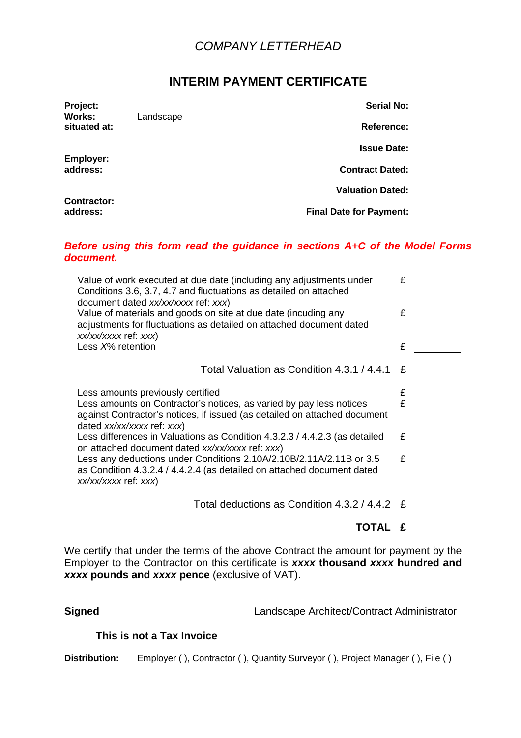*COMPANY LETTERHEAD*

# INTERIM PAYMENT CERTIFICATE

| | | |
|---|---|---|
| **Project:** | | **Serial No:** |
| **Works:** | Landscape | |
| **situated at:** | | **Reference:** |
| | | **Issue Date:** |
| **Employer:** | | |
| **address:** | | **Contract Dated:** |
| | | **Valuation Dated:** |
| **Contractor:** | | |
| **address:** | | **Final Date for Payment:** |

***Before using this form read the guidance in sections A+C of the Model Forms document.***

| | | |
|---|---|---|
| Value of work executed at due date (including any adjustments under Conditions 3.6, 3.7, 4.7 and fluctuations as detailed on attached document dated *xx/xx/xxxx* ref: *xxx*) | £ | |
| Value of materials and goods on site at due date (incuding any adjustments for fluctuations as detailed on attached document dated *xx/xx/xxxx* ref: *xxx*) | £ | |
| Less *X*% retention | £ | ________ |
| Total Valuation as Condition 4.3.1 / 4.4.1 | £ | |
| Less amounts previously certified | £ | |
| Less amounts on Contractor's notices, as varied by pay less notices against Contractor's notices, if issued (as detailed on attached document dated *xx/xx/xxxx* ref: *xxx*) | £ | |
| Less differences in Valuations as Condition 4.3.2.3 / 4.4.2.3 (as detailed on attached document dated *xx/xx/xxxx* ref: *xxx*) | £ | |
| Less any deductions under Conditions 2.10A/2.10B/2.11A/2.11B or 3.5 as Condition 4.3.2.4 / 4.4.2.4 (as detailed on attached document dated *xx/xx/xxxx* ref: *xxx*) | £ | ________ |
| Total deductions as Condition 4.3.2 / 4.4.2 | £ | |
| **TOTAL** | **£** | |

We certify that under the terms of the above Contract the amount for payment by the Employer to the Contractor on this certificate is ***xxxx* thousand *xxxx* hundred and *xxxx* pounds and *xxxx* pence** (exclusive of VAT).

**Signed** ______________________________ Landscape Architect/Contract Administrator

**This is not a Tax Invoice**

**Distribution:** Employer ( ), Contractor ( ), Quantity Surveyor ( ), Project Manager ( ), File ( )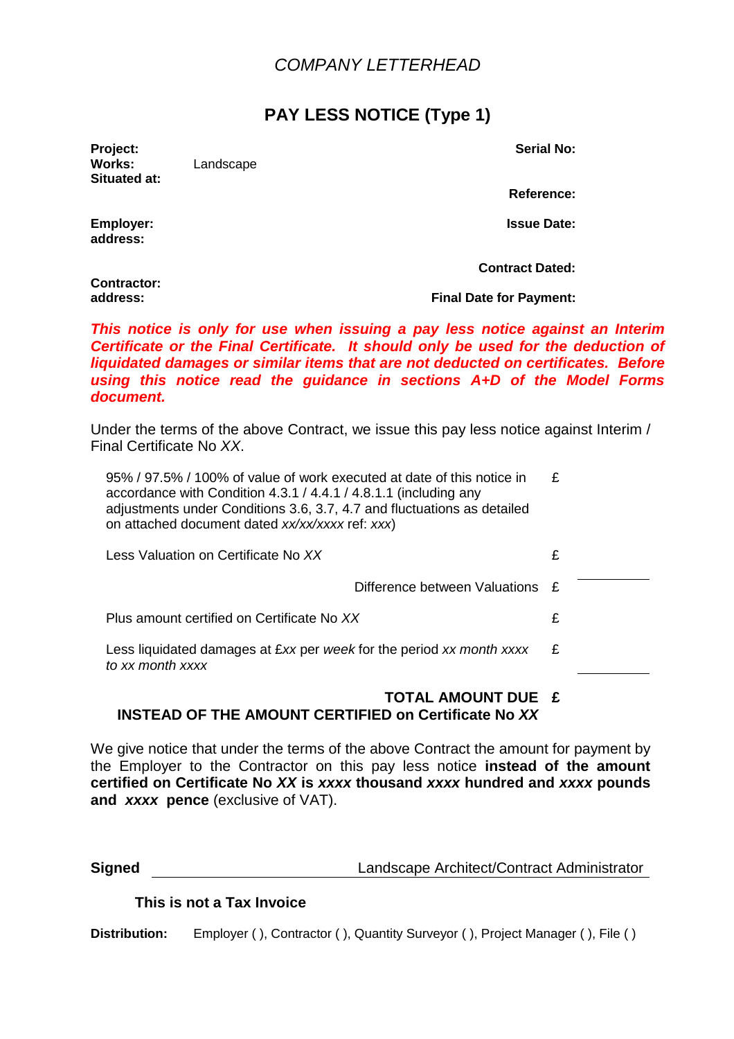*COMPANY LETTERHEAD*

# PAY LESS NOTICE (Type 1)

**Project:**
**Works:** Landscape
**Situated at:**

**Serial No:**

**Reference:**

**Employer:**
**address:**

**Issue Date:**

**Contract Dated:**

**Contractor:**
**address:**

**Final Date for Payment:**

***This notice is only for use when issuing a pay less notice against an Interim Certificate or the Final Certificate. It should only be used for the deduction of liquidated damages or similar items that are not deducted on certificates. Before using this notice read the guidance in sections A+D of the Model Forms document.***

Under the terms of the above Contract, we issue this pay less notice against Interim / Final Certificate No *XX*.

| | | |
|---|---|---|
| 95% / 97.5% / 100% of value of work executed at date of this notice in accordance with Condition 4.3.1 / 4.4.1 / 4.8.1.1 (including any adjustments under Conditions 3.6, 3.7, 4.7 and fluctuations as detailed on attached document dated *xx/xx/xxxx* ref: *xxx*) | £ | |
| Less Valuation on Certificate No *XX* | £ | |
| Difference between Valuations | £ | |
| Plus amount certified on Certificate No *XX* | £ | |
| Less liquidated damages at £*xx* per *week* for the period *xx month xxxx to xx month xxxx* | £ | |
| **TOTAL AMOUNT DUE INSTEAD OF THE AMOUNT CERTIFIED on Certificate No *XX*** | **£** | |

We give notice that under the terms of the above Contract the amount for payment by the Employer to the Contractor on this pay less notice **instead of the amount certified on Certificate No *XX* is *xxxx* thousand *xxxx* hundred and *xxxx* pounds and *xxxx* pence** (exclusive of VAT).

**Signed** ______________________ Landscape Architect/Contract Administrator

**This is not a Tax Invoice**

**Distribution:** Employer ( ), Contractor ( ), Quantity Surveyor ( ), Project Manager ( ), File ( )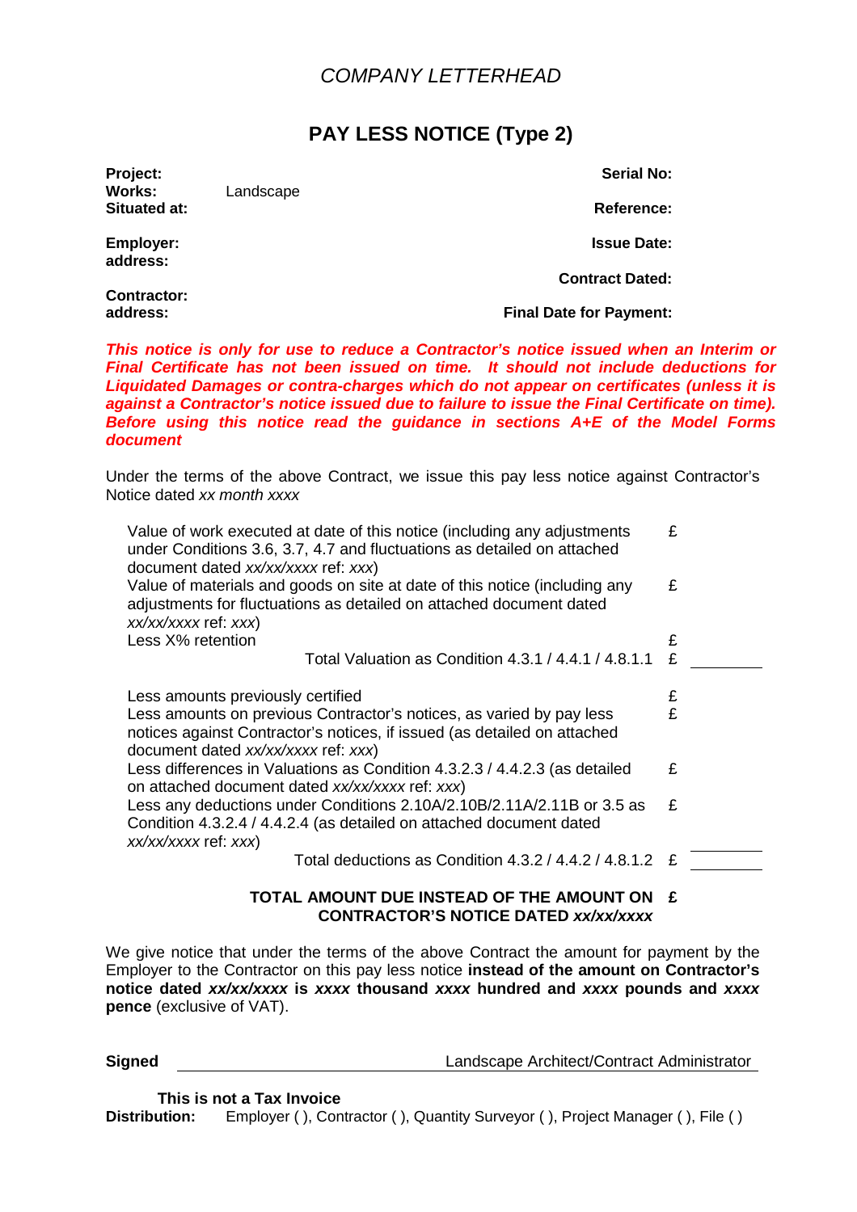*COMPANY LETTERHEAD*

# PAY LESS NOTICE (Type 2)

| | | |
|---|---|---|
| **Project:** | | **Serial No:** |
| **Works:** | Landscape | |
| **Situated at:** | | **Reference:** |
| **Employer:** | | **Issue Date:** |
| **address:** | | |
| | | **Contract Dated:** |
| **Contractor:** | | |
| **address:** | | **Final Date for Payment:** |

***This notice is only for use to reduce a Contractor's notice issued when an Interim or Final Certificate has not been issued on time. It should not include deductions for Liquidated Damages or contra-charges which do not appear on certificates (unless it is against a Contractor's notice issued due to failure to issue the Final Certificate on time). Before using this notice read the guidance in sections A+E of the Model Forms document***

Under the terms of the above Contract, we issue this pay less notice against Contractor's Notice dated *xx month xxxx*

| | | |
|---|---|---|
| Value of work executed at date of this notice (including any adjustments under Conditions 3.6, 3.7, 4.7 and fluctuations as detailed on attached document dated *xx/xx/xxxx* ref: *xxx*) | £ | |
| Value of materials and goods on site at date of this notice (including any adjustments for fluctuations as detailed on attached document dated *xx/xx/xxxx* ref: *xxx*) | £ | |
| Less X% retention | £ | |
| Total Valuation as Condition 4.3.1 / 4.4.1 / 4.8.1.1 | £ | |
| Less amounts previously certified | £ | |
| Less amounts on previous Contractor's notices, as varied by pay less notices against Contractor's notices, if issued (as detailed on attached document dated *xx/xx/xxxx* ref: *xxx*) | £ | |
| Less differences in Valuations as Condition 4.3.2.3 / 4.4.2.3 (as detailed on attached document dated *xx/xx/xxxx* ref: *xxx*) | £ | |
| Less any deductions under Conditions 2.10A/2.10B/2.11A/2.11B or 3.5 as Condition 4.3.2.4 / 4.4.2.4 (as detailed on attached document dated *xx/xx/xxxx* ref: *xxx*) | £ | |
| Total deductions as Condition 4.3.2 / 4.4.2 / 4.8.1.2 | £ | |
| **TOTAL AMOUNT DUE INSTEAD OF THE AMOUNT ON CONTRACTOR'S NOTICE DATED *xx/xx/xxxx*** | **£** | |

We give notice that under the terms of the above Contract the amount for payment by the Employer to the Contractor on this pay less notice **instead of the amount on Contractor's notice dated *xx/xx/xxxx* is *xxxx* thousand *xxxx* hundred and *xxxx* pounds and *xxxx* pence** (exclusive of VAT).

**Signed** ______________________ Landscape Architect/Contract Administrator

**This is not a Tax Invoice**

**Distribution:** Employer ( ), Contractor ( ), Quantity Surveyor ( ), Project Manager ( ), File ( )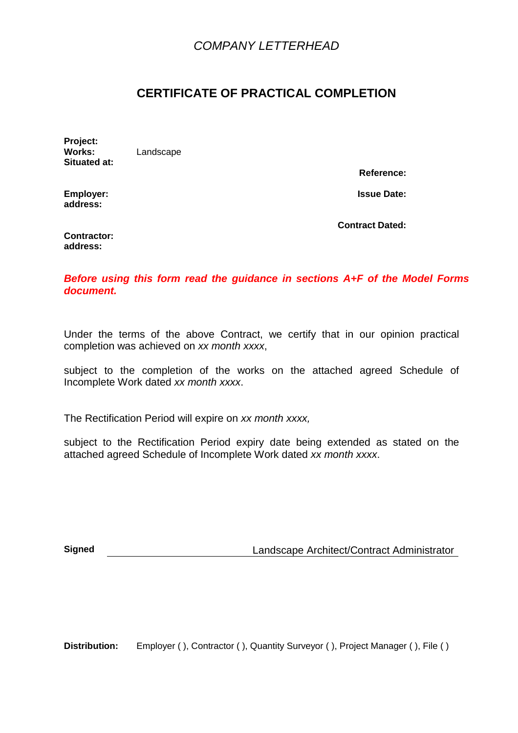*COMPANY LETTERHEAD*

# CERTIFICATE OF PRACTICAL COMPLETION

**Project:**
**Works:** Landscape
**Situated at:**

**Reference:**

**Employer:**
**address:**

**Issue Date:**

**Contract Dated:**

**Contractor:**
**address:**

***Before using this form read the guidance in sections A+F of the Model Forms document.***

Under the terms of the above Contract, we certify that in our opinion practical completion was achieved on *xx month xxxx*,

subject to the completion of the works on the attached agreed Schedule of Incomplete Work dated *xx month xxxx*.

The Rectification Period will expire on *xx month xxxx,*

subject to the Rectification Period expiry date being extended as stated on the attached agreed Schedule of Incomplete Work dated *xx month xxxx*.

**Signed** ______________________________ Landscape Architect/Contract Administrator

**Distribution:** Employer ( ), Contractor ( ), Quantity Surveyor ( ), Project Manager ( ), File ( )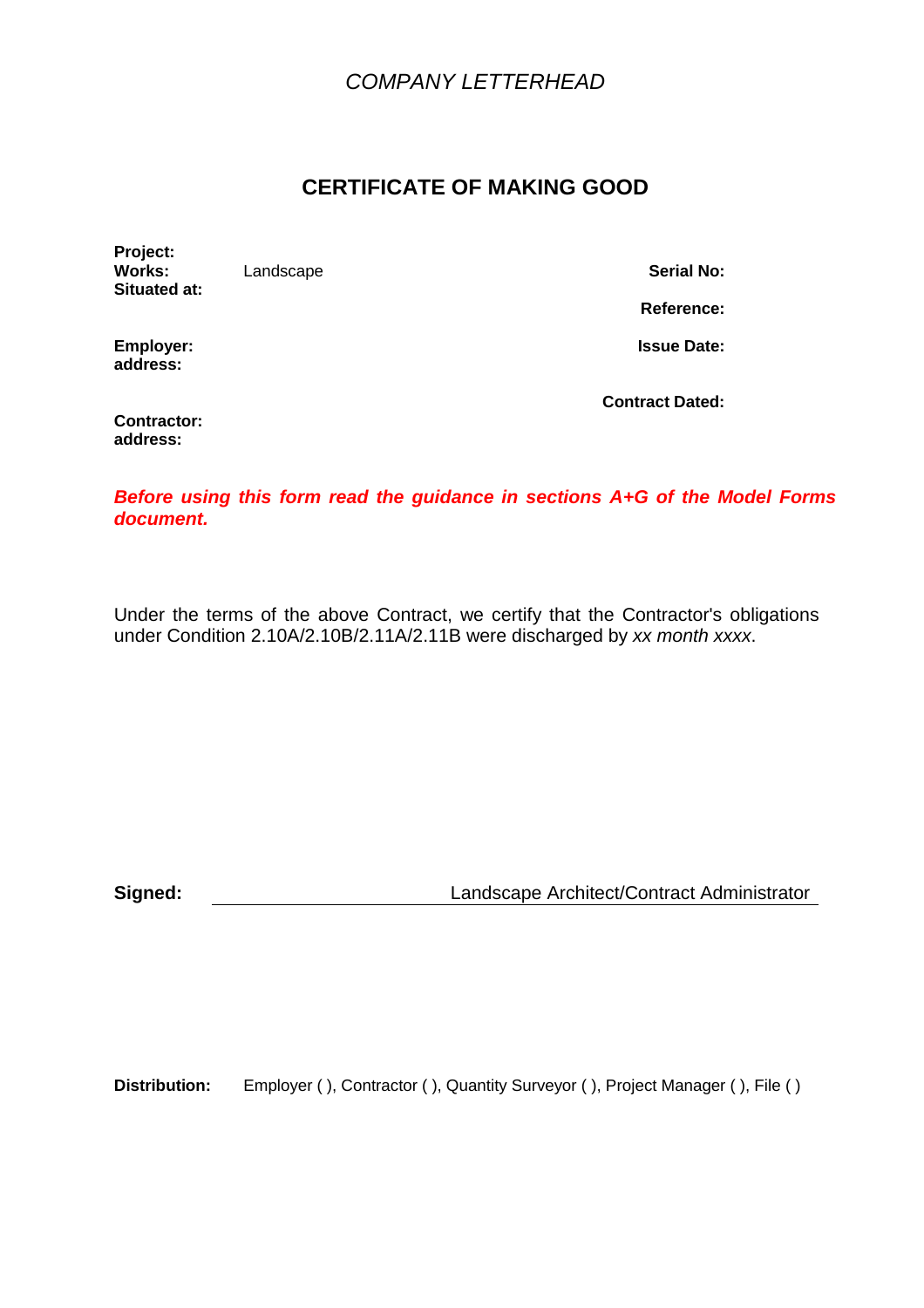*COMPANY LETTERHEAD*

# CERTIFICATE OF MAKING GOOD

**Project:**
**Works:** Landscape
**Situated at:**

**Employer:**
**address:**

**Contractor:**
**address:**

**Serial No:**

**Reference:**

**Issue Date:**

**Contract Dated:**

***Before using this form read the guidance in sections A+G of the Model Forms document.***

Under the terms of the above Contract, we certify that the Contractor's obligations under Condition 2.10A/2.10B/2.11A/2.11B were discharged by *xx month xxxx*.

**Signed:** ______________________ Landscape Architect/Contract Administrator

**Distribution:** Employer ( ), Contractor ( ), Quantity Surveyor ( ), Project Manager ( ), File ( )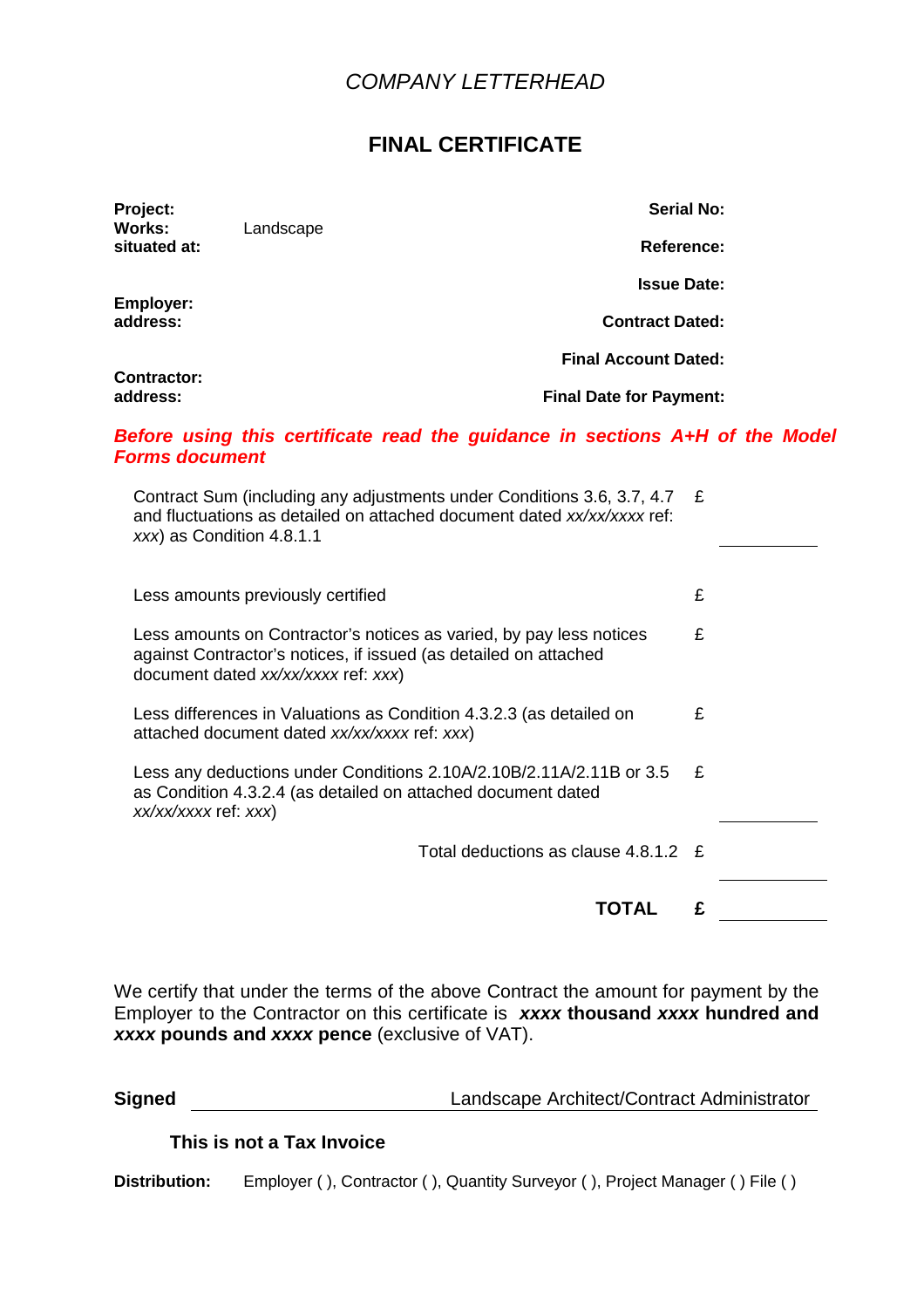*COMPANY LETTERHEAD*

# FINAL CERTIFICATE

| | | | |
|---|---|---|---|
| **Project:** | | **Serial No:** | |
| **Works:** | Landscape | | |
| **situated at:** | | **Reference:** | |
| | | **Issue Date:** | |
| **Employer:** | | | |
| **address:** | | **Contract Dated:** | |
| | | **Final Account Dated:** | |
| **Contractor:** | | | |
| **address:** | | **Final Date for Payment:** | |

***Before using this certificate read the guidance in sections A+H of the Model Forms document***

| | | |
|---|---|---|
| Contract Sum (including any adjustments under Conditions 3.6, 3.7, 4.7 and fluctuations as detailed on attached document dated *xx/xx/xxxx* ref: *xxx*) as Condition 4.8.1.1 | £ | |
| Less amounts previously certified | £ | |
| Less amounts on Contractor's notices as varied, by pay less notices against Contractor's notices, if issued (as detailed on attached document dated *xx/xx/xxxx* ref: *xxx*) | £ | |
| Less differences in Valuations as Condition 4.3.2.3 (as detailed on attached document dated *xx/xx/xxxx* ref: *xxx*) | £ | |
| Less any deductions under Conditions 2.10A/2.10B/2.11A/2.11B or 3.5 as Condition 4.3.2.4 (as detailed on attached document dated *xx/xx/xxxx* ref: *xxx*) | £ | |
| Total deductions as clause 4.8.1.2 | £ | |
| **TOTAL** | **£** | |

We certify that under the terms of the above Contract the amount for payment by the Employer to the Contractor on this certificate is ***xxxx*** **thousand** ***xxxx*** **hundred and** ***xxxx*** **pounds and** ***xxxx*** **pence** (exclusive of VAT).

**Signed** ______________________ Landscape Architect/Contract Administrator

**This is not a Tax Invoice**

**Distribution:** Employer ( ), Contractor ( ), Quantity Surveyor ( ), Project Manager ( ) File ( )